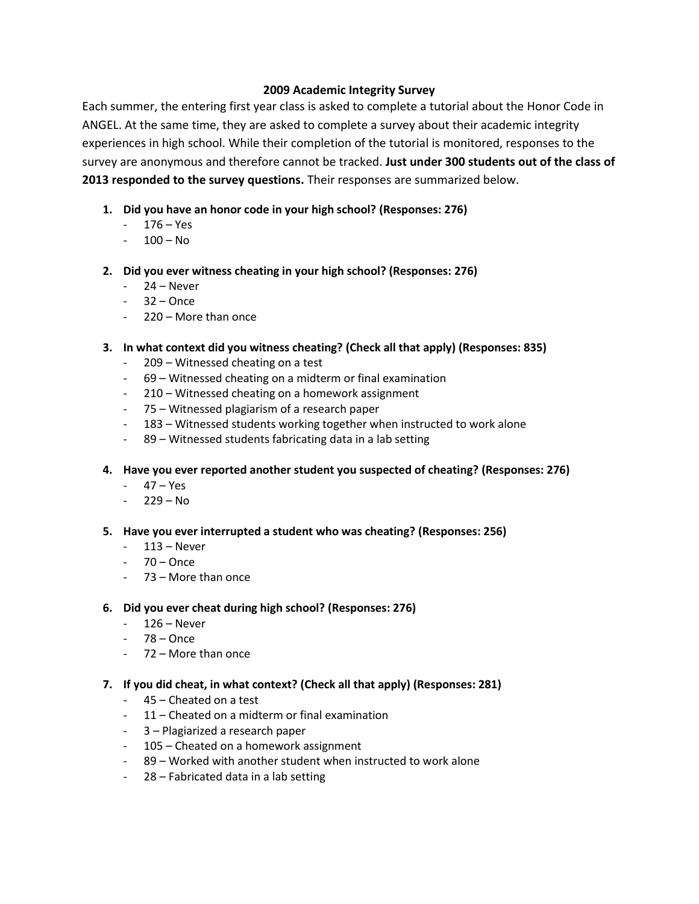# 2009 Academic Integrity Survey

Each summer, the entering first year class is asked to complete a tutorial about the Honor Code in ANGEL. At the same time, they are asked to complete a survey about their academic integrity experiences in high school. While their completion of the tutorial is monitored, responses to the survey are anonymous and therefore cannot be tracked. **Just under 300 students out of the class of 2013 responded to the survey questions.** Their responses are summarized below.

1. **Did you have an honor code in your high school? (Responses: 276)**
   - 176 – Yes
   - 100 – No

2. **Did you ever witness cheating in your high school? (Responses: 276)**
   - 24 – Never
   - 32 – Once
   - 220 – More than once

3. **In what context did you witness cheating? (Check all that apply) (Responses: 835)**
   - 209 – Witnessed cheating on a test
   - 69 – Witnessed cheating on a midterm or final examination
   - 210 – Witnessed cheating on a homework assignment
   - 75 – Witnessed plagiarism of a research paper
   - 183 – Witnessed students working together when instructed to work alone
   - 89 – Witnessed students fabricating data in a lab setting

4. **Have you ever reported another student you suspected of cheating? (Responses: 276)**
   - 47 – Yes
   - 229 – No

5. **Have you ever interrupted a student who was cheating? (Responses: 256)**
   - 113 – Never
   - 70 – Once
   - 73 – More than once

6. **Did you ever cheat during high school? (Responses: 276)**
   - 126 – Never
   - 78 – Once
   - 72 – More than once

7. **If you did cheat, in what context? (Check all that apply) (Responses: 281)**
   - 45 – Cheated on a test
   - 11 – Cheated on a midterm or final examination
   - 3 – Plagiarized a research paper
   - 105 – Cheated on a homework assignment
   - 89 – Worked with another student when instructed to work alone
   - 28 – Fabricated data in a lab setting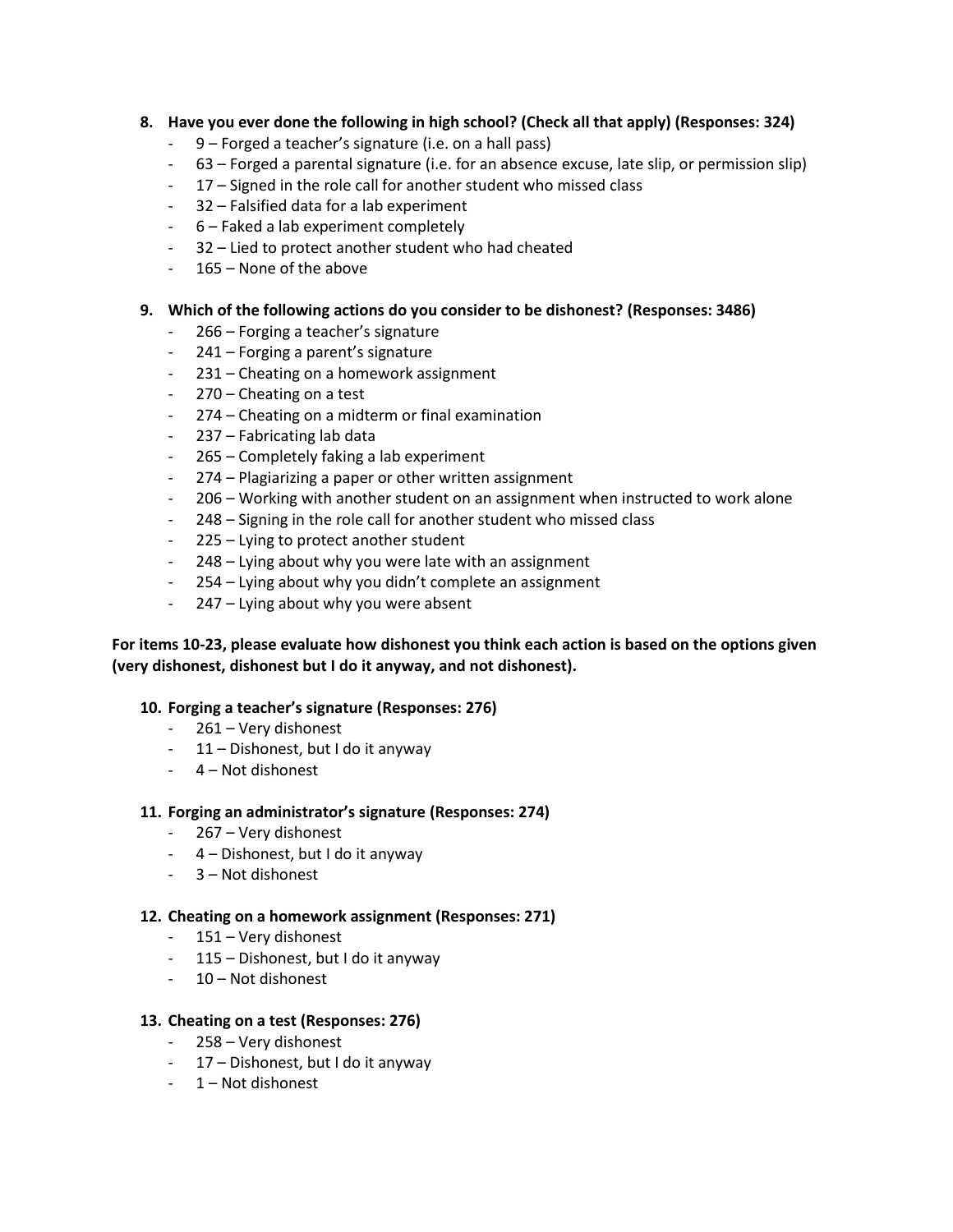8. **Have you ever done the following in high school? (Check all that apply) (Responses: 324)**
   - 9 – Forged a teacher's signature (i.e. on a hall pass)
   - 63 – Forged a parental signature (i.e. for an absence excuse, late slip, or permission slip)
   - 17 – Signed in the role call for another student who missed class
   - 32 – Falsified data for a lab experiment
   - 6 – Faked a lab experiment completely
   - 32 – Lied to protect another student who had cheated
   - 165 – None of the above

9. **Which of the following actions do you consider to be dishonest? (Responses: 3486)**
   - 266 – Forging a teacher's signature
   - 241 – Forging a parent's signature
   - 231 – Cheating on a homework assignment
   - 270 – Cheating on a test
   - 274 – Cheating on a midterm or final examination
   - 237 – Fabricating lab data
   - 265 – Completely faking a lab experiment
   - 274 – Plagiarizing a paper or other written assignment
   - 206 – Working with another student on an assignment when instructed to work alone
   - 248 – Signing in the role call for another student who missed class
   - 225 – Lying to protect another student
   - 248 – Lying about why you were late with an assignment
   - 254 – Lying about why you didn't complete an assignment
   - 247 – Lying about why you were absent

**For items 10-23, please evaluate how dishonest you think each action is based on the options given (very dishonest, dishonest but I do it anyway, and not dishonest).**

10. **Forging a teacher's signature (Responses: 276)**
    - 261 – Very dishonest
    - 11 – Dishonest, but I do it anyway
    - 4 – Not dishonest

11. **Forging an administrator's signature (Responses: 274)**
    - 267 – Very dishonest
    - 4 – Dishonest, but I do it anyway
    - 3 – Not dishonest

12. **Cheating on a homework assignment (Responses: 271)**
    - 151 – Very dishonest
    - 115 – Dishonest, but I do it anyway
    - 10 – Not dishonest

13. **Cheating on a test (Responses: 276)**
    - 258 – Very dishonest
    - 17 – Dishonest, but I do it anyway
    - 1 – Not dishonest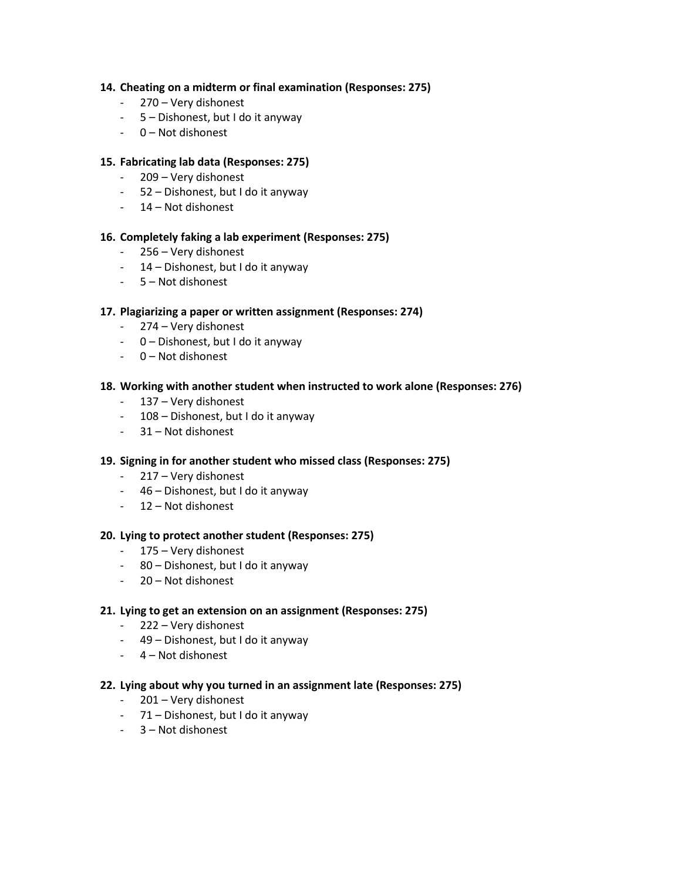14. **Cheating on a midterm or final examination (Responses: 275)**
    - 270 – Very dishonest
    - 5 – Dishonest, but I do it anyway
    - 0 – Not dishonest

15. **Fabricating lab data (Responses: 275)**
    - 209 – Very dishonest
    - 52 – Dishonest, but I do it anyway
    - 14 – Not dishonest

16. **Completely faking a lab experiment (Responses: 275)**
    - 256 – Very dishonest
    - 14 – Dishonest, but I do it anyway
    - 5 – Not dishonest

17. **Plagiarizing a paper or written assignment (Responses: 274)**
    - 274 – Very dishonest
    - 0 – Dishonest, but I do it anyway
    - 0 – Not dishonest

18. **Working with another student when instructed to work alone (Responses: 276)**
    - 137 – Very dishonest
    - 108 – Dishonest, but I do it anyway
    - 31 – Not dishonest

19. **Signing in for another student who missed class (Responses: 275)**
    - 217 – Very dishonest
    - 46 – Dishonest, but I do it anyway
    - 12 – Not dishonest

20. **Lying to protect another student (Responses: 275)**
    - 175 – Very dishonest
    - 80 – Dishonest, but I do it anyway
    - 20 – Not dishonest

21. **Lying to get an extension on an assignment (Responses: 275)**
    - 222 – Very dishonest
    - 49 – Dishonest, but I do it anyway
    - 4 – Not dishonest

22. **Lying about why you turned in an assignment late (Responses: 275)**
    - 201 – Very dishonest
    - 71 – Dishonest, but I do it anyway
    - 3 – Not dishonest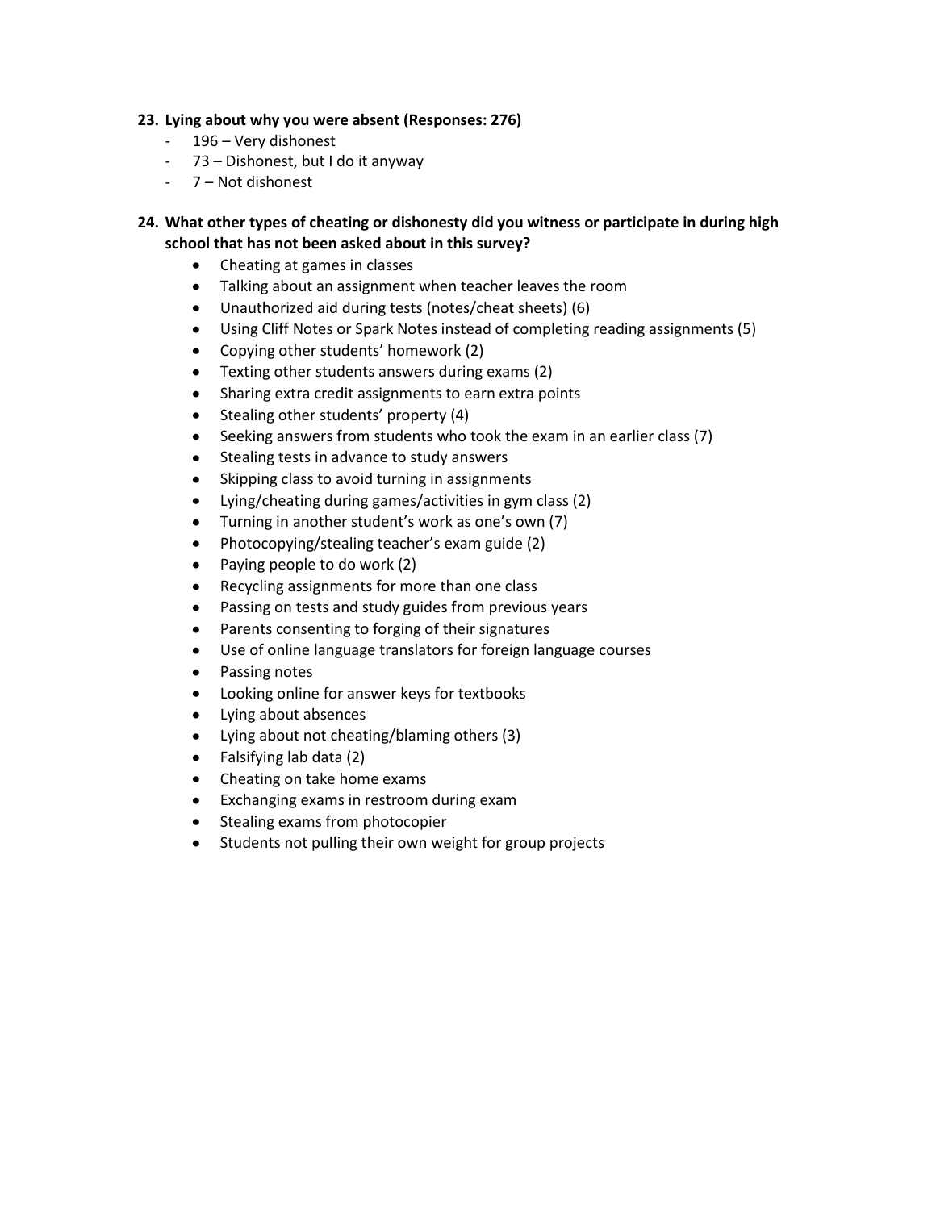**23. Lying about why you were absent (Responses: 276)**

- 196 – Very dishonest
- 73 – Dishonest, but I do it anyway
- 7 – Not dishonest

**24. What other types of cheating or dishonesty did you witness or participate in during high school that has not been asked about in this survey?**

- Cheating at games in classes
- Talking about an assignment when teacher leaves the room
- Unauthorized aid during tests (notes/cheat sheets) (6)
- Using Cliff Notes or Spark Notes instead of completing reading assignments (5)
- Copying other students' homework (2)
- Texting other students answers during exams (2)
- Sharing extra credit assignments to earn extra points
- Stealing other students' property (4)
- Seeking answers from students who took the exam in an earlier class (7)
- Stealing tests in advance to study answers
- Skipping class to avoid turning in assignments
- Lying/cheating during games/activities in gym class (2)
- Turning in another student's work as one's own (7)
- Photocopying/stealing teacher's exam guide (2)
- Paying people to do work (2)
- Recycling assignments for more than one class
- Passing on tests and study guides from previous years
- Parents consenting to forging of their signatures
- Use of online language translators for foreign language courses
- Passing notes
- Looking online for answer keys for textbooks
- Lying about absences
- Lying about not cheating/blaming others (3)
- Falsifying lab data (2)
- Cheating on take home exams
- Exchanging exams in restroom during exam
- Stealing exams from photocopier
- Students not pulling their own weight for group projects